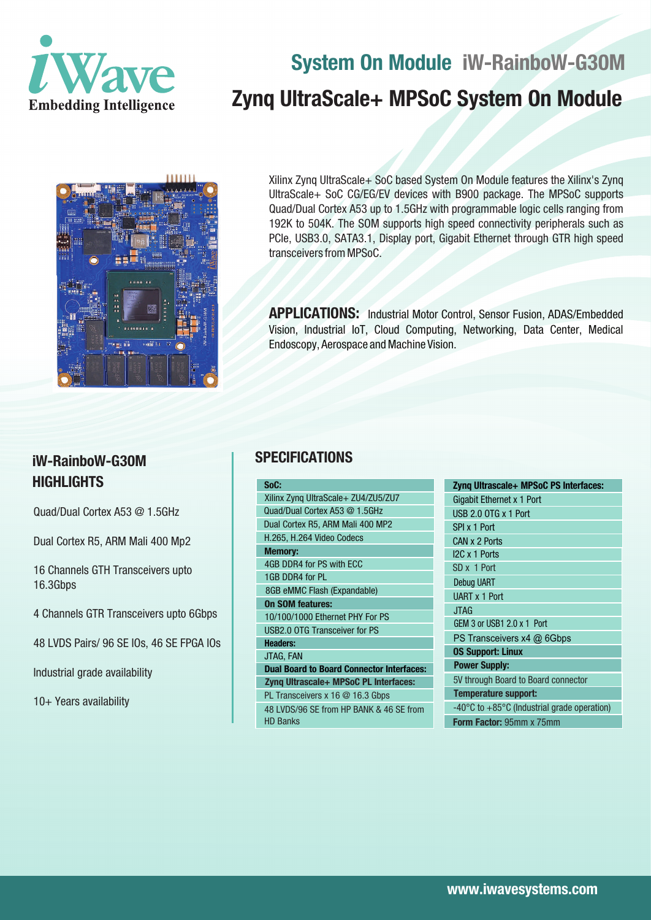iWave
Embedding Intelligence

# System On Module iW-RainboW-G30M

# Zynq UltraScale+ MPSoC System On Module

Xilinx Zynq UltraScale+ SoC based System On Module features the Xilinx's Zynq UltraScale+ SoC CG/EG/EV devices with B900 package. The MPSoC supports Quad/Dual Cortex A53 up to 1.5GHz with programmable logic cells ranging from 192K to 504K. The SOM supports high speed connectivity peripherals such as PCIe, USB3.0, SATA3.1, Display port, Gigabit Ethernet through GTR high speed transceivers from MPSoC.

**APPLICATIONS:** Industrial Motor Control, Sensor Fusion, ADAS/Embedded Vision, Industrial IoT, Cloud Computing, Networking, Data Center, Medical Endoscopy, Aerospace and Machine Vision.

## iW-RainboW-G30M HIGHLIGHTS

- Quad/Dual Cortex A53 @ 1.5GHz
- Dual Cortex R5, ARM Mali 400 Mp2
- 16 Channels GTH Transceivers upto 16.3Gbps
- 4 Channels GTR Transceivers upto 6Gbps
- 48 LVDS Pairs/ 96 SE IOs, 46 SE FPGA IOs
- Industrial grade availability
- 10+ Years availability

## SPECIFICATIONS

| **SoC:** |
|---|
| Xilinx Zynq UltraScale+ ZU4/ZU5/ZU7 |
| Quad/Dual Cortex A53 @ 1.5GHz |
| Dual Cortex R5, ARM Mali 400 MP2 |
| H.265, H.264 Video Codecs |
| **Memory:** |
| 4GB DDR4 for PS with ECC |
| 1GB DDR4 for PL |
| 8GB eMMC Flash (Expandable) |
| **On SOM features:** |
| 10/100/1000 Ethernet PHY For PS |
| USB2.0 OTG Transceiver for PS |
| **Headers:** |
| JTAG, FAN |
| **Dual Board to Board Connector Interfaces:** |
| **Zynq Ultrascale+ MPSoC PL Interfaces:** |
| PL Transceivers x 16 @ 16.3 Gbps |
| 48 LVDS/96 SE from HP BANK & 46 SE from HD Banks |

| **Zynq Ultrascale+ MPSoC PS Interfaces:** |
|---|
| Gigabit Ethernet x 1 Port |
| USB 2.0 OTG x 1 Port |
| SPI x 1 Port |
| CAN x 2 Ports |
| I2C x 1 Ports |
| SD x 1 Port |
| Debug UART |
| UART x 1 Port |
| JTAG |
| GEM 3 or USB1 2.0 x 1 Port |
| PS Transceivers x4 @ 6Gbps |
| **OS Support: Linux** |
| **Power Supply:** |
| 5V through Board to Board connector |
| **Temperature support:** |
| -40°C to +85°C (Industrial grade operation) |
| **Form Factor:** 95mm x 75mm |

www.iwavesystems.com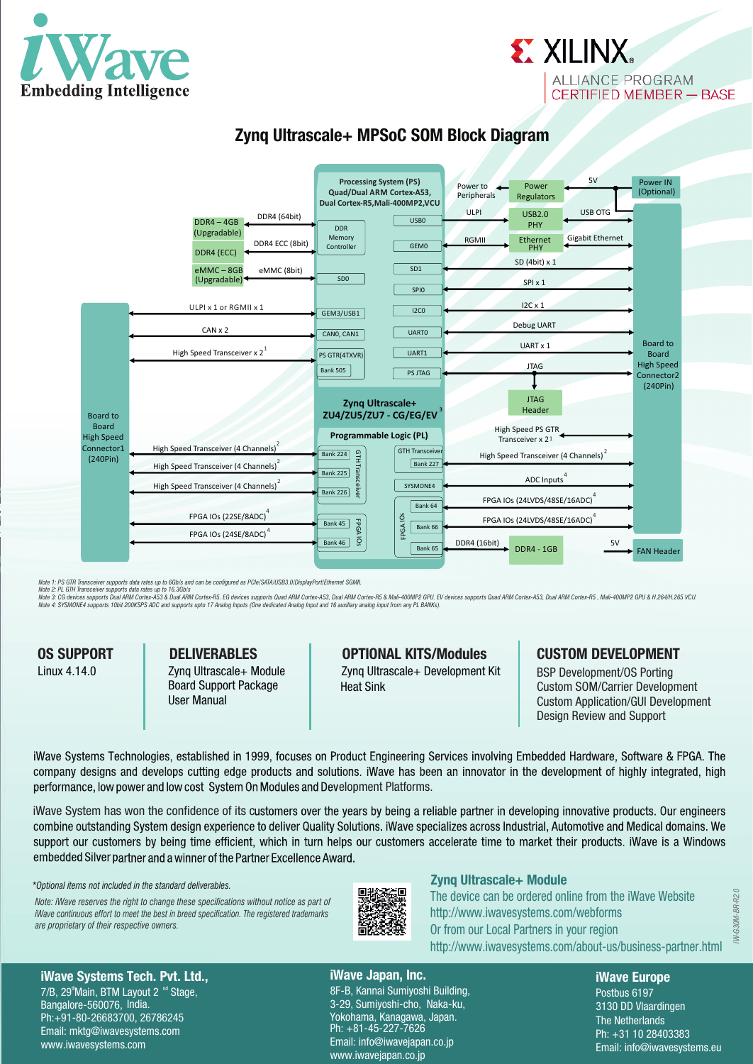iWave Embedding Intelligence

XILINX ALLIANCE PROGRAM CERTIFIED MEMBER — BASE

# Zynq Ultrascale+ MPSoC SOM Block Diagram

Processing System (PS)
Quad/Dual ARM Cortex-A53,
Dual Cortex-R5,Mali-400MP2,VCU

DDR4 – 4GB (Upgradable)
DDR4 (64bit)
DDR4 (ECC)
DDR4 ECC (8bit)
DDR Memory Controller
eMMC – 8GB (Upgradable)
eMMC (8bit)
SD0
USB0
GEM0
SD1
SPI0
I2C0
UART0
UART1
PS JTAG
Power to Peripherals
Power Regulators
5V
Power IN (Optional)
ULPI
USB2.0 PHY
USB OTG
RGMII
Ethernet PHY
Gigabit Ethernet
SD (4bit) x 1
SPI x 1
I2C x 1
Debug UART
UART x 1
JTAG
JTAG Header
Board to Board High Speed Connector2 (240Pin)

Board to Board High Speed Connector1 (240Pin)
ULPI x 1 or RGMII x 1
GEM3/USB1
CAN x 2
CAN0, CAN1
High Speed Transceiver x 2[1]
PS GTR(4TXVR)
Bank 505

Zynq Ultrascale+ ZU4/ZU5/ZU7 - CG/EG/EV[3]

Programmable Logic (PL)
High Speed PS GTR Transceiver x 2[1]
High Speed Transceiver (4 Channels)[2]
Bank 224
High Speed Transceiver (4 Channels)[2]
Bank 225
High Speed Transceiver (4 Channels)[2]
Bank 226
GTH Transceiver
GTH Transceiver
Bank 227
High Speed Transceiver (4 Channels)[2]
SYSMONE4
ADC Inputs[4]
Bank 64
FPGA IOs (24LVDS/48SE/16ADC)[4]
FPGA IOs (22SE/8ADC)[4]
Bank 45
FPGA IOs
Bank 66
FPGA IOs (24LVDS/48SE/16ADC)[4]
FPGA IOs (24SE/8ADC)[4]
Bank 46
Bank 65
DDR4 (16bit)
DDR4 - 1GB
5V
FAN Header

*Note 1: PS GTR Transceiver supports data rates up to 6Gb/s and can be configured as PCIe/SATA/USB3.0/DisplayPort/Ethernet SGMII.*
*Note 2: PL GTH Transceiver supports data rates up to 16.3Gb/s*
*Note 3: CG devices supports Dual ARM Cortex-A53 & Dual ARM Cortex-R5. EG devices supports Quad ARM Cortex-A53, Dual ARM Cortex-R5 & Mali-400MP2 GPU. EV devices supports Quad ARM Cortex-A53, Dual ARM Cortex-R5 , Mali-400MP2 GPU & H.264/H.265 VCU.*
*Note 4: SYSMONE4 supports 10bit 200KSPS ADC and supports upto 17 Analog Inputs (One dedicated Analog Input and 16 auxiliary analog input from any PL BANKs).*

## OS SUPPORT

Linux 4.14.0

## DELIVERABLES

Zynq Ultrascale+ Module
Board Support Package
User Manual

## OPTIONAL KITS/Modules

Zynq Ultrascale+ Development Kit
Heat Sink

## CUSTOM DEVELOPMENT

BSP Development/OS Porting
Custom SOM/Carrier Development
Custom Application/GUI Development
Design Review and Support

iWave Systems Technologies, established in 1999, focuses on Product Engineering Services involving Embedded Hardware, Software & FPGA. The company designs and develops cutting edge products and solutions. iWave has been an innovator in the development of highly integrated, high performance, low power and low cost System On Modules and Development Platforms.

iWave System has won the confidence of its customers over the years by being a reliable partner in developing innovative products. Our engineers combine outstanding System design experience to deliver Quality Solutions. iWave specializes across Industrial, Automotive and Medical domains. We support our customers by being time efficient, which in turn helps our customers accelerate time to market their products. iWave is a Windows embedded Silver partner and a winner of the Partner Excellence Award.

*\*Optional items not included in the standard deliverables.*

*Note: iWave reserves the right to change these specifications without notice as part of iWave continuous effort to meet the best in breed specification. The registered trademarks are proprietary of their respective owners.*

## Zynq Ultrascale+ Module

The device can be ordered online from the iWave Website
http://www.iwavesystems.com/webforms
Or from our Local Partners in your region
http://www.iwavesystems.com/about-us/business-partner.html

iW-G30M-BR-R2.0

### iWave Systems Tech. Pvt. Ltd.,

7/B, 29th Main, BTM Layout 2nd Stage,
Bangalore-560076, India.
Ph:+91-80-26683700, 26786245
Email: mktg@iwavesystems.com
www.iwavesystems.com

### iWave Japan, Inc.

8F-B, Kannai Sumiyoshi Building,
3-29, Sumiyoshi-cho, Naka-ku,
Yokohama, Kanagawa, Japan.
Ph: +81-45-227-7626
Email: info@iwavejapan.co.jp
www.iwavejapan.co.jp

### iWave Europe

Postbus 6197
3130 DD Vlaardingen
The Netherlands
Ph: +31 10 28403383
Email: info@iwavesystems.eu